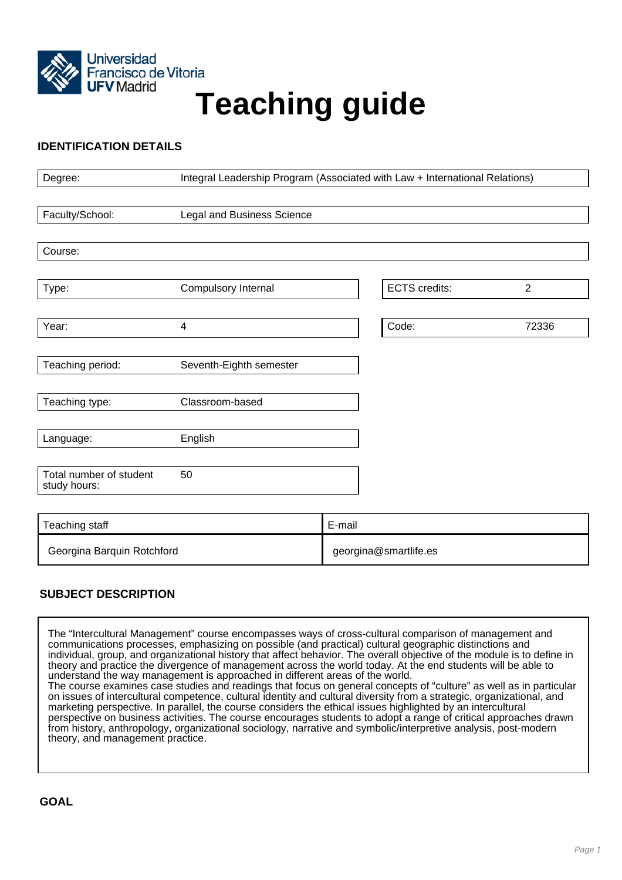# Teaching guide

## IDENTIFICATION DETAILS

| | |
|---|---|
| Degree: | Integral Leadership Program (Associated with Law + International Relations) |
| Faculty/School: | Legal and Business Science |
| Course: | |
| Type: | Compulsory Internal |
| ECTS credits: | 2 |
| Year: | 4 |
| Code: | 72336 |
| Teaching period: | Seventh-Eighth semester |
| Teaching type: | Classroom-based |
| Language: | English |
| Total number of student study hours: | 50 |

| Teaching staff | E-mail |
|---|---|
| Georgina Barquin Rotchford | georgina@smartlife.es |

## SUBJECT DESCRIPTION

The “Intercultural Management” course encompasses ways of cross-cultural comparison of management and communications processes, emphasizing on possible (and practical) cultural geographic distinctions and individual, group, and organizational history that affect behavior. The overall objective of the module is to define in theory and practice the divergence of management across the world today. At the end students will be able to understand the way management is approached in different areas of the world.
The course examines case studies and readings that focus on general concepts of “culture” as well as in particular on issues of intercultural competence, cultural identity and cultural diversity from a strategic, organizational, and marketing perspective. In parallel, the course considers the ethical issues highlighted by an intercultural perspective on business activities. The course encourages students to adopt a range of critical approaches drawn from history, anthropology, organizational sociology, narrative and symbolic/interpretive analysis, post-modern theory, and management practice.

## GOAL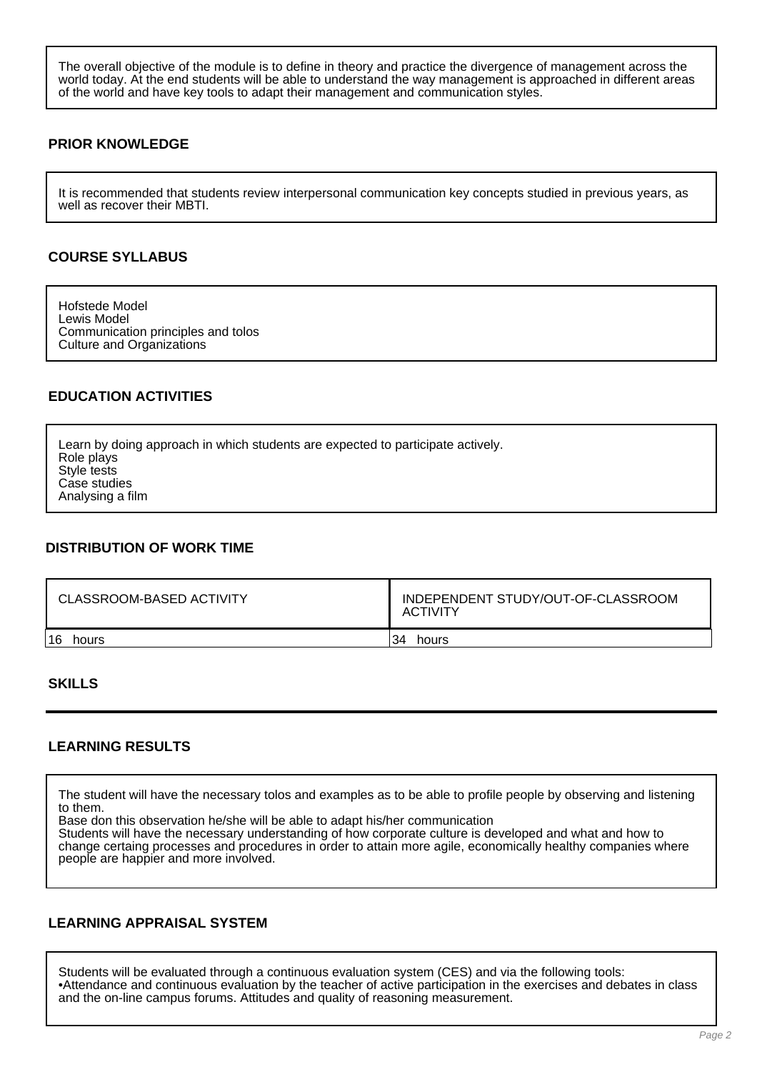The overall objective of the module is to define in theory and practice the divergence of management across the world today. At the end students will be able to understand the way management is approached in different areas of the world and have key tools to adapt their management and communication styles.

## PRIOR KNOWLEDGE

It is recommended that students review interpersonal communication key concepts studied in previous years, as well as recover their MBTI.

## COURSE SYLLABUS

Hofstede Model
Lewis Model
Communication principles and tolos
Culture and Organizations

## EDUCATION ACTIVITIES

Learn by doing approach in which students are expected to participate actively.
Role plays
Style tests
Case studies
Analysing a film

## DISTRIBUTION OF WORK TIME

| CLASSROOM-BASED ACTIVITY | INDEPENDENT STUDY/OUT-OF-CLASSROOM ACTIVITY |
|---|---|
| 16 hours | 34 hours |

## SKILLS

## LEARNING RESULTS

The student will have the necessary tolos and examples as to be able to profile people by observing and listening to them.
Base don this observation he/she will be able to adapt his/her communication
Students will have the necessary understanding of how corporate culture is developed and what and how to change certaing processes and procedures in order to attain more agile, economically healthy companies where people are happier and more involved.

## LEARNING APPRAISAL SYSTEM

Students will be evaluated through a continuous evaluation system (CES) and via the following tools:
•Attendance and continuous evaluation by the teacher of active participation in the exercises and debates in class and the on-line campus forums. Attitudes and quality of reasoning measurement.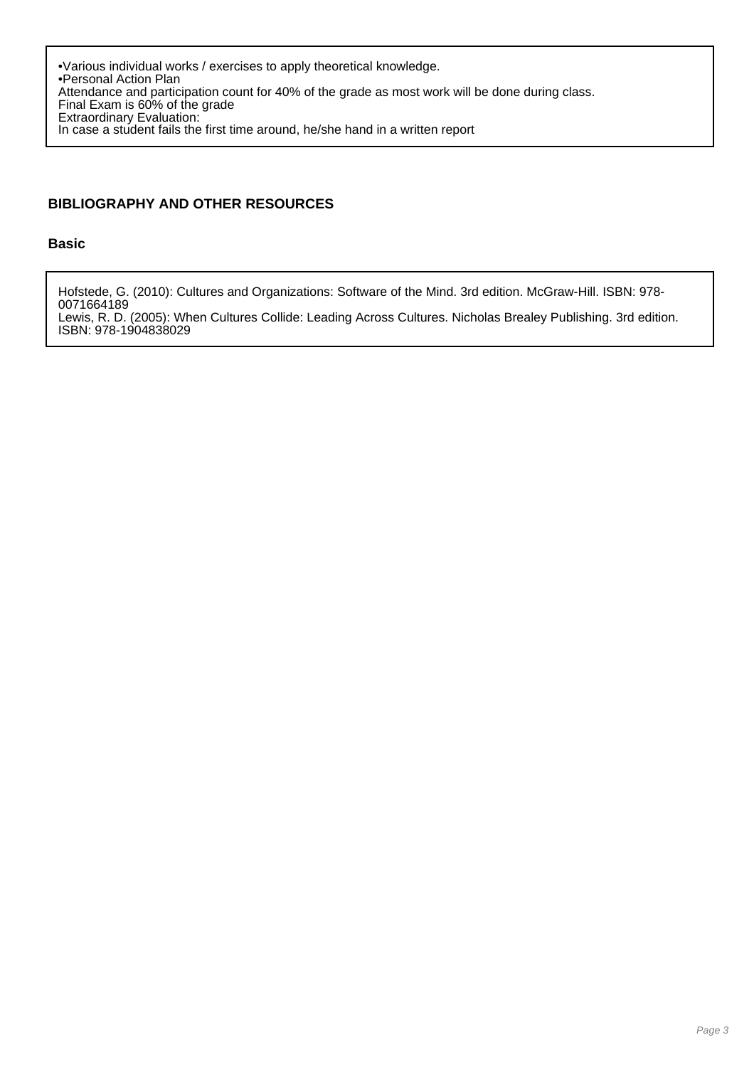•Various individual works / exercises to apply theoretical knowledge.
•Personal Action Plan
Attendance and participation count for 40% of the grade as most work will be done during class.
Final Exam is 60% of the grade
Extraordinary Evaluation:
In case a student fails the first time around, he/she hand in a written report

## BIBLIOGRAPHY AND OTHER RESOURCES

### Basic

Hofstede, G. (2010): Cultures and Organizations: Software of the Mind. 3rd edition. McGraw-Hill. ISBN: 978-0071664189
Lewis, R. D. (2005): When Cultures Collide: Leading Across Cultures. Nicholas Brealey Publishing. 3rd edition. ISBN: 978-1904838029